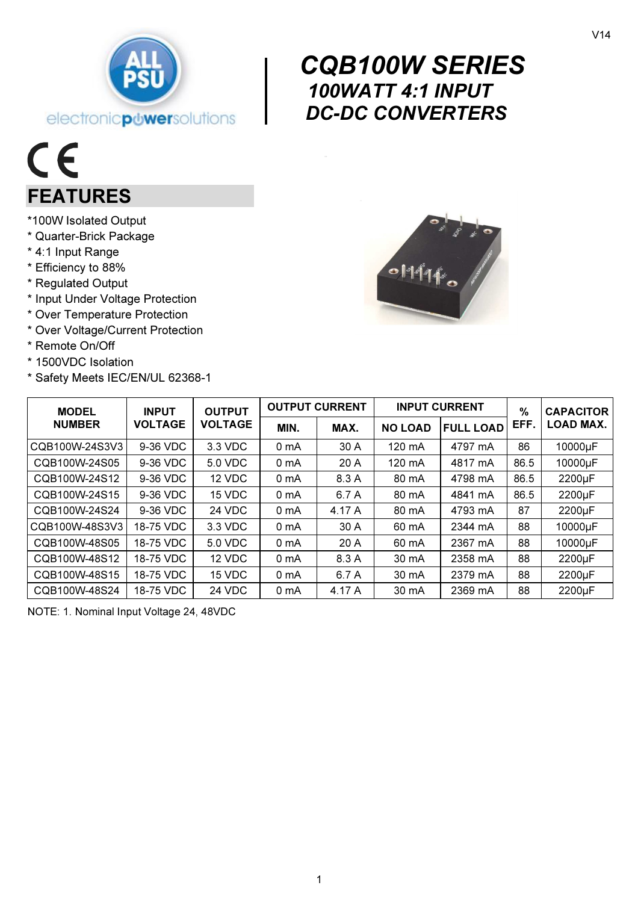V14

# CQB100W SERIES

## 100WATT 4:1 INPUT DC-DC CONVERTERS

## FEATURES

*100W Isolated Output
* Quarter-Brick Package
* 4:1 Input Range
* Efficiency to 88%
* Regulated Output
* Input Under Voltage Protection
* Over Temperature Protection
* Over Voltage/Current Protection
* Remote On/Off
* 1500VDC Isolation
* Safety Meets IEC/EN/UL 62368-1

| MODEL NUMBER | INPUT VOLTAGE | OUTPUT VOLTAGE | OUTPUT CURRENT | | INPUT CURRENT | | % EFF. | CAPACITOR LOAD MAX. |
|---|---|---|---|---|---|---|---|---|
| | | | MIN. | MAX. | NO LOAD | FULL LOAD | | |
| CQB100W-24S3V3 | 9-36 VDC | 3.3 VDC | 0 mA | 30 A | 120 mA | 4797 mA | 86 | 10000µF |
| CQB100W-24S05 | 9-36 VDC | 5.0 VDC | 0 mA | 20 A | 120 mA | 4817 mA | 86.5 | 10000µF |
| CQB100W-24S12 | 9-36 VDC | 12 VDC | 0 mA | 8.3 A | 80 mA | 4798 mA | 86.5 | 2200µF |
| CQB100W-24S15 | 9-36 VDC | 15 VDC | 0 mA | 6.7 A | 80 mA | 4841 mA | 86.5 | 2200µF |
| CQB100W-24S24 | 9-36 VDC | 24 VDC | 0 mA | 4.17 A | 80 mA | 4793 mA | 87 | 2200µF |
| CQB100W-48S3V3 | 18-75 VDC | 3.3 VDC | 0 mA | 30 A | 60 mA | 2344 mA | 88 | 10000µF |
| CQB100W-48S05 | 18-75 VDC | 5.0 VDC | 0 mA | 20 A | 60 mA | 2367 mA | 88 | 10000µF |
| CQB100W-48S12 | 18-75 VDC | 12 VDC | 0 mA | 8.3 A | 30 mA | 2358 mA | 88 | 2200µF |
| CQB100W-48S15 | 18-75 VDC | 15 VDC | 0 mA | 6.7 A | 30 mA | 2379 mA | 88 | 2200µF |
| CQB100W-48S24 | 18-75 VDC | 24 VDC | 0 mA | 4.17 A | 30 mA | 2369 mA | 88 | 2200µF |

NOTE: 1. Nominal Input Voltage 24, 48VDC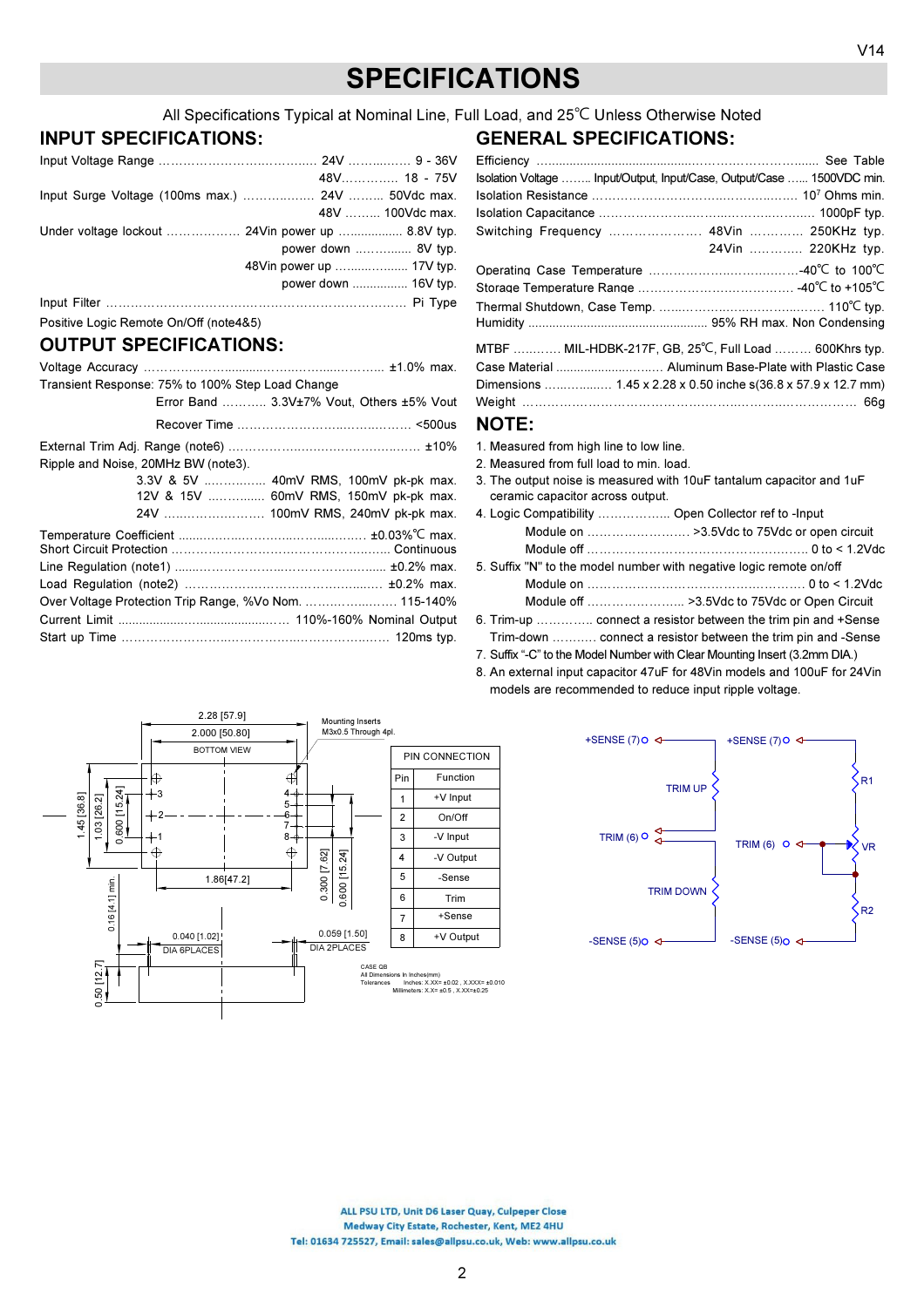# SPECIFICATIONS

All Specifications Typical at Nominal Line, Full Load, and 25℃ Unless Otherwise Noted

## INPUT SPECIFICATIONS:

Input Voltage Range ........................................ 24V ................ 9 - 36V
48V.............. 18 - 75V

Input Surge Voltage (100ms max.) ................. 24V ......... 50Vdc max.
48V ......... 100Vdc max.

Under voltage lockout .................. 24Vin power up ................. 8.8V typ.
power down ............... 8V typ.
48Vin power up .................... 17V typ.
power down ................ 16V typ.

Input Filter ........................................................................ Pi Type

Positive Logic Remote On/Off (note4&5)

## OUTPUT SPECIFICATIONS:

Voltage Accuracy ............................................................... ±1.0% max.

Transient Response: 75% to 100% Step Load Change
Error Band ........... 3.3V±7% Vout, Others ±5% Vout
Recover Time ............................................ <500us

External Trim Adj. Range (note6) ................................................ ±10%

Ripple and Noise, 20MHz BW (note3).
3.3V & 5V ................ 40mV RMS, 100mV pk-pk max.
12V & 15V ................ 60mV RMS, 150mV pk-pk max.
24V ......................... 100mV RMS, 240mV pk-pk max.

Temperature Coefficient ............................................ ±0.03%/℃ max.

Short Circuit Protection ................................................... Continuous

Line Regulation (note1) .................................................. ±0.2% max.

Load Regulation (note2) .................................................. ±0.2% max.

Over Voltage Protection Trip Range, %Vo Nom. ......................... 115-140%

Current Limit ................................................ 110%-160% Nominal Output

Start up Time ................................................................ 120ms typ.

## GENERAL SPECIFICATIONS:

Efficiency ................................................................................ See Table

Isolation Voltage ........ Input/Output, Input/Case, Output/Case ...... 1500VDC min.

Isolation Resistance ........................................................ $10^7$ Ohms min.

Isolation Capacitance ........................................................ 1000pF typ.

Switching Frequency ..................... 48Vin ............. 250KHz typ.
24Vin ............. 220KHz typ.

Operating Case Temperature ......................................-40℃ to 100℃

Storage Temperature Range ...................................... -40℃ to +105℃

Thermal Shutdown, Case Temp. .......................................... 110℃ typ.

Humidity ................................................... 95% RH max. Non Condensing

MTBF ............ MIL-HDBK-217F, GB, 25℃, Full Load ......... 600Khrs typ.

Case Material ............................ Aluminum Base-Plate with Plastic Case

Dimensions .................. 1.45 x 2.28 x 0.50 inche s(36.8 x 57.9 x 12.7 mm)

Weight .................................................................................... 66g

## NOTE:

1. Measured from high line to low line.
2. Measured from full load to min. load.
3. The output noise is measured with 10uF tantalum capacitor and 1uF ceramic capacitor across output.
4. Logic Compatibility .................. Open Collector ref to -Input
   Module on ......................... >3.5Vdc to 75Vdc or open circuit
   Module off .................................................... 0 to < 1.2Vdc
5. Suffix "N" to the model number with negative logic remote on/off
   Module on .................................................... 0 to < 1.2Vdc
   Module off ........................ >3.5Vdc to 75Vdc or Open Circuit
6. Trim-up ............. connect a resistor between the trim pin and +Sense
   Trim-down .......... connect a resistor between the trim pin and -Sense
7. Suffix "-C" to the Model Number with Clear Mounting Insert (3.2mm DIA.)
8. An external input capacitor 47uF for 48Vin models and 100uF for 24Vin models are recommended to reduce input ripple voltage.

2.28 [57.9]
2.000 [50.80]
BOTTOM VIEW
Mounting Inserts
M3x0.5 Through 4pl.
1.45 [36.8]
1.03 [26.2]
0.600 [15.24]
1.86[47.2]
0.300 [7.62]
0.600 [15.24]
0.16 [4.1] min.
0.040 [1.02]
DIA 6PLACES
0.059 [1.50]
DIA 2PLACES
0.50 [12.7]
CASE GB
All Dimensions In Inches(mm)
Tolerances Inches: X.XX= ±0.02 , X.XXX= ±0.010
Millimeters: X.X= ±0.5 , X.XX=±0.25

| PIN CONNECTION | |
|---|---|
| Pin | Function |
| 1 | +V Input |
| 2 | On/Off |
| 3 | -V Input |
| 4 | -V Output |
| 5 | -Sense |
| 6 | Trim |
| 7 | +Sense |
| 8 | +V Output |

+SENSE (7)
TRIM UP
TRIM (6)
TRIM DOWN
-SENSE (5)
+SENSE (7)
R1
TRIM (6)
VR
R2
-SENSE (5)

ALL PSU LTD, Unit D6 Laser Quay, Culpeper Close
Medway City Estate, Rochester, Kent, ME2 4HU
Tel: 01634 725527, Email: sales@allpsu.co.uk, Web: www.allpsu.co.uk